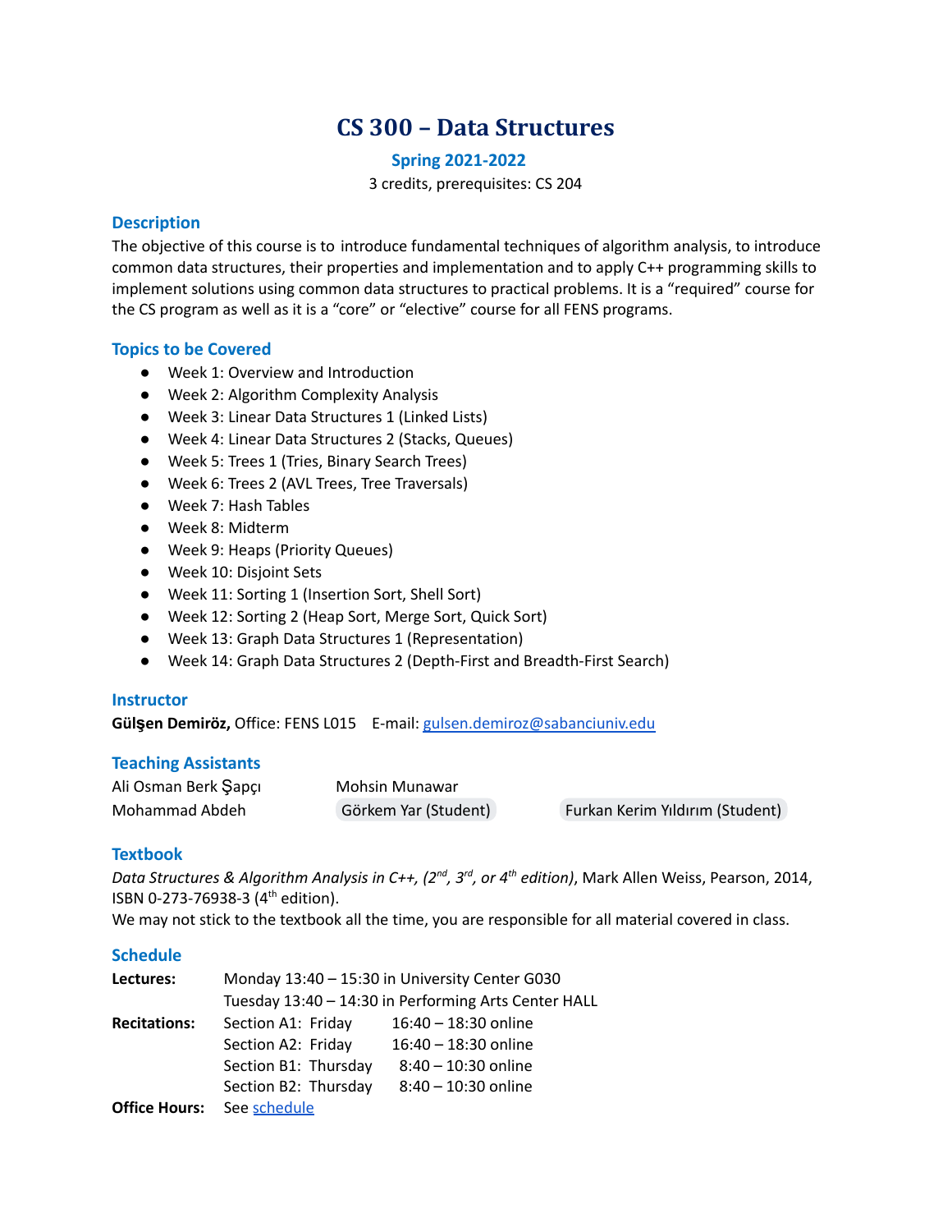# CS 300 – Data Structures

## Spring 2021-2022

3 credits, prerequisites: CS 204

### Description

The objective of this course is to introduce fundamental techniques of algorithm analysis, to introduce common data structures, their properties and implementation and to apply C++ programming skills to implement solutions using common data structures to practical problems. It is a "required" course for the CS program as well as it is a "core" or "elective" course for all FENS programs.

### Topics to be Covered

- Week 1: Overview and Introduction
- Week 2: Algorithm Complexity Analysis
- Week 3: Linear Data Structures 1 (Linked Lists)
- Week 4: Linear Data Structures 2 (Stacks, Queues)
- Week 5: Trees 1 (Tries, Binary Search Trees)
- Week 6: Trees 2 (AVL Trees, Tree Traversals)
- Week 7: Hash Tables
- Week 8: Midterm
- Week 9: Heaps (Priority Queues)
- Week 10: Disjoint Sets
- Week 11: Sorting 1 (Insertion Sort, Shell Sort)
- Week 12: Sorting 2 (Heap Sort, Merge Sort, Quick Sort)
- Week 13: Graph Data Structures 1 (Representation)
- Week 14: Graph Data Structures 2 (Depth-First and Breadth-First Search)

### Instructor

**Gülşen Demiröz,** Office: FENS L015 E-mail: gulsen.demiroz@sabanciuniv.edu

### Teaching Assistants

| | | |
|---|---|---|
| Ali Osman Berk Şapçı | Mohsin Munawar | |
| Mohammad Abdeh | Görkem Yar (Student) | Furkan Kerim Yıldırım (Student) |

### Textbook

*Data Structures & Algorithm Analysis in C++, (2nd, 3rd, or 4th edition)*, Mark Allen Weiss, Pearson, 2014, ISBN 0-273-76938-3 (4th edition).

We may not stick to the textbook all the time, you are responsible for all material covered in class.

### Schedule

**Lectures:** Monday 13:40 – 15:30 in University Center G030
Tuesday 13:40 – 14:30 in Performing Arts Center HALL

**Recitations:**
Section A1: Friday 16:40 – 18:30 online
Section A2: Friday 16:40 – 18:30 online
Section B1: Thursday 8:40 – 10:30 online
Section B2: Thursday 8:40 – 10:30 online

**Office Hours:** See schedule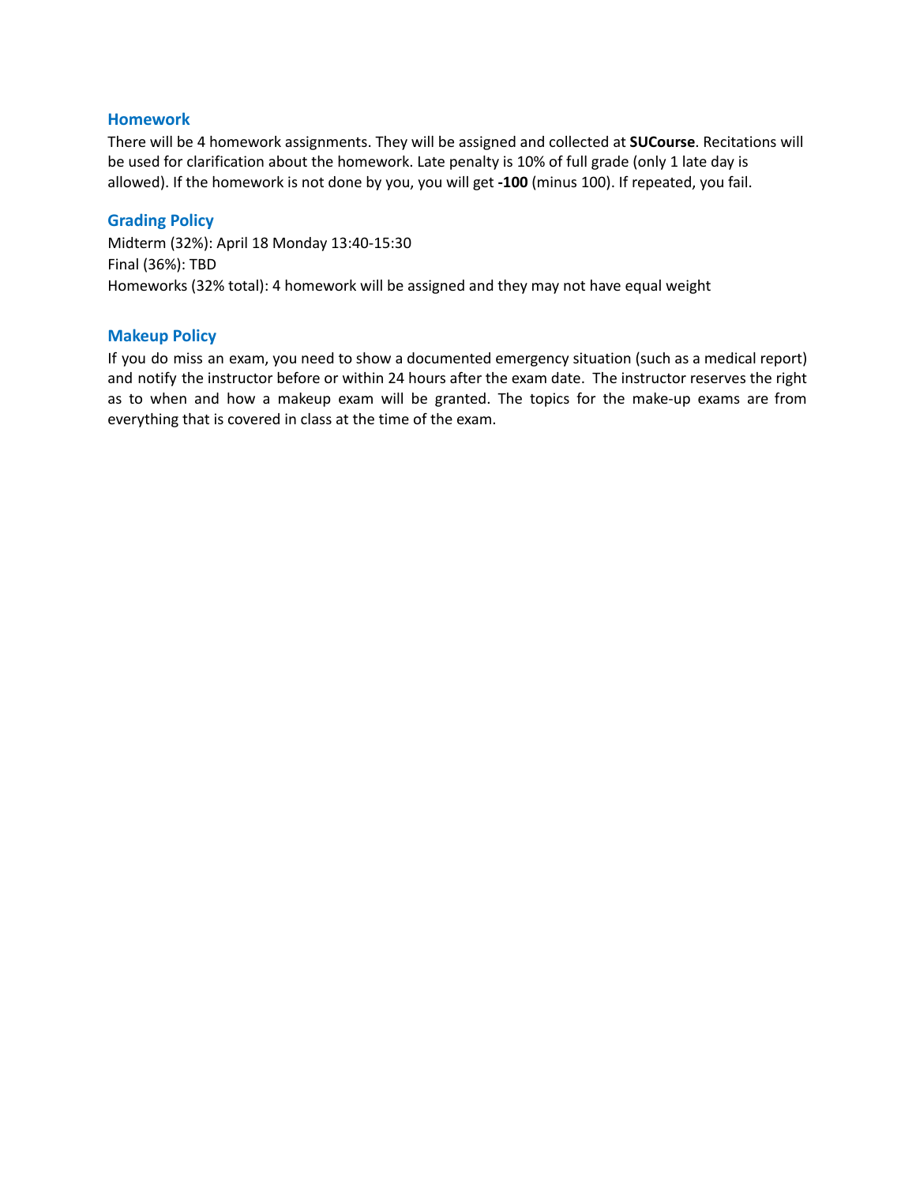### Homework

There will be 4 homework assignments. They will be assigned and collected at **SUCourse**. Recitations will be used for clarification about the homework. Late penalty is 10% of full grade (only 1 late day is allowed). If the homework is not done by you, you will get **-100** (minus 100). If repeated, you fail.

### Grading Policy

Midterm (32%): April 18 Monday 13:40-15:30
Final (36%): TBD
Homeworks (32% total): 4 homework will be assigned and they may not have equal weight

### Makeup Policy

If you do miss an exam, you need to show a documented emergency situation (such as a medical report) and notify the instructor before or within 24 hours after the exam date. The instructor reserves the right as to when and how a makeup exam will be granted. The topics for the make-up exams are from everything that is covered in class at the time of the exam.